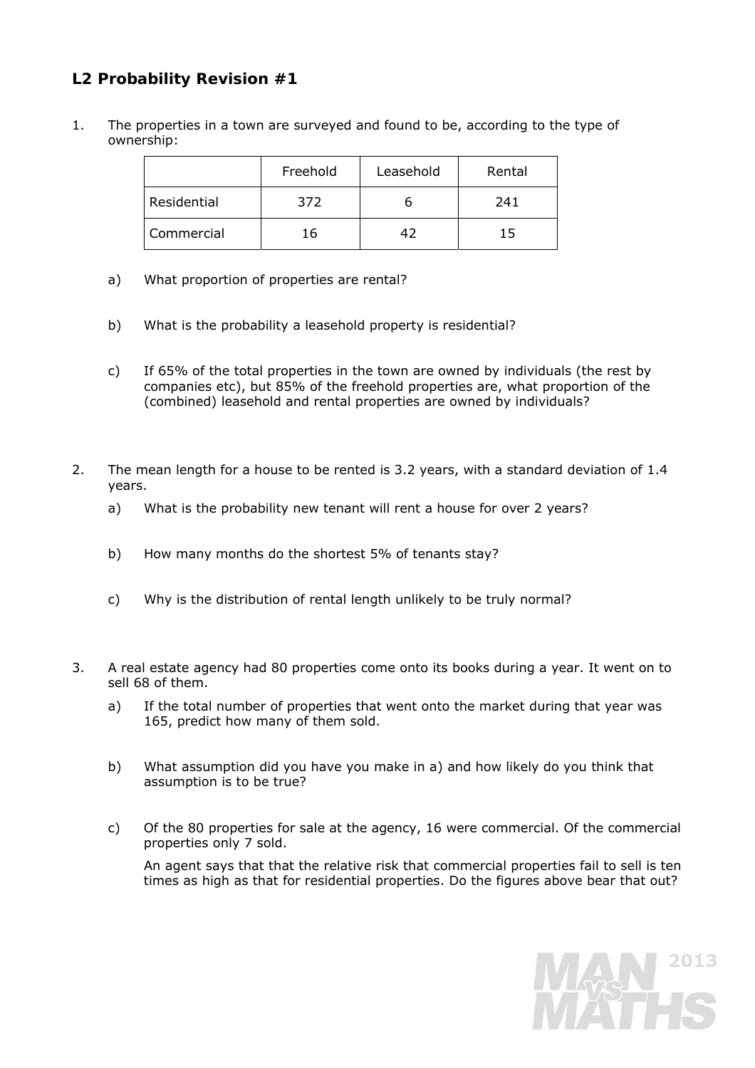## L2 Probability Revision #1

1. The properties in a town are surveyed and found to be, according to the type of ownership:

| | Freehold | Leasehold | Rental |
|---|---|---|---|
| Residential | 372 | 6 | 241 |
| Commercial | 16 | 42 | 15 |

   a) What proportion of properties are rental?

   b) What is the probability a leasehold property is residential?

   c) If 65% of the total properties in the town are owned by individuals (the rest by companies etc), but 85% of the freehold properties are, what proportion of the (combined) leasehold and rental properties are owned by individuals?

2. The mean length for a house to be rented is 3.2 years, with a standard deviation of 1.4 years.

   a) What is the probability new tenant will rent a house for over 2 years?

   b) How many months do the shortest 5% of tenants stay?

   c) Why is the distribution of rental length unlikely to be truly normal?

3. A real estate agency had 80 properties come onto its books during a year. It went on to sell 68 of them.

   a) If the total number of properties that went onto the market during that year was 165, predict how many of them sold.

   b) What assumption did you have you make in a) and how likely do you think that assumption is to be true?

   c) Of the 80 properties for sale at the agency, 16 were commercial. Of the commercial properties only 7 sold.

      An agent says that that the relative risk that commercial properties fail to sell is ten times as high as that for residential properties. Do the figures above bear that out?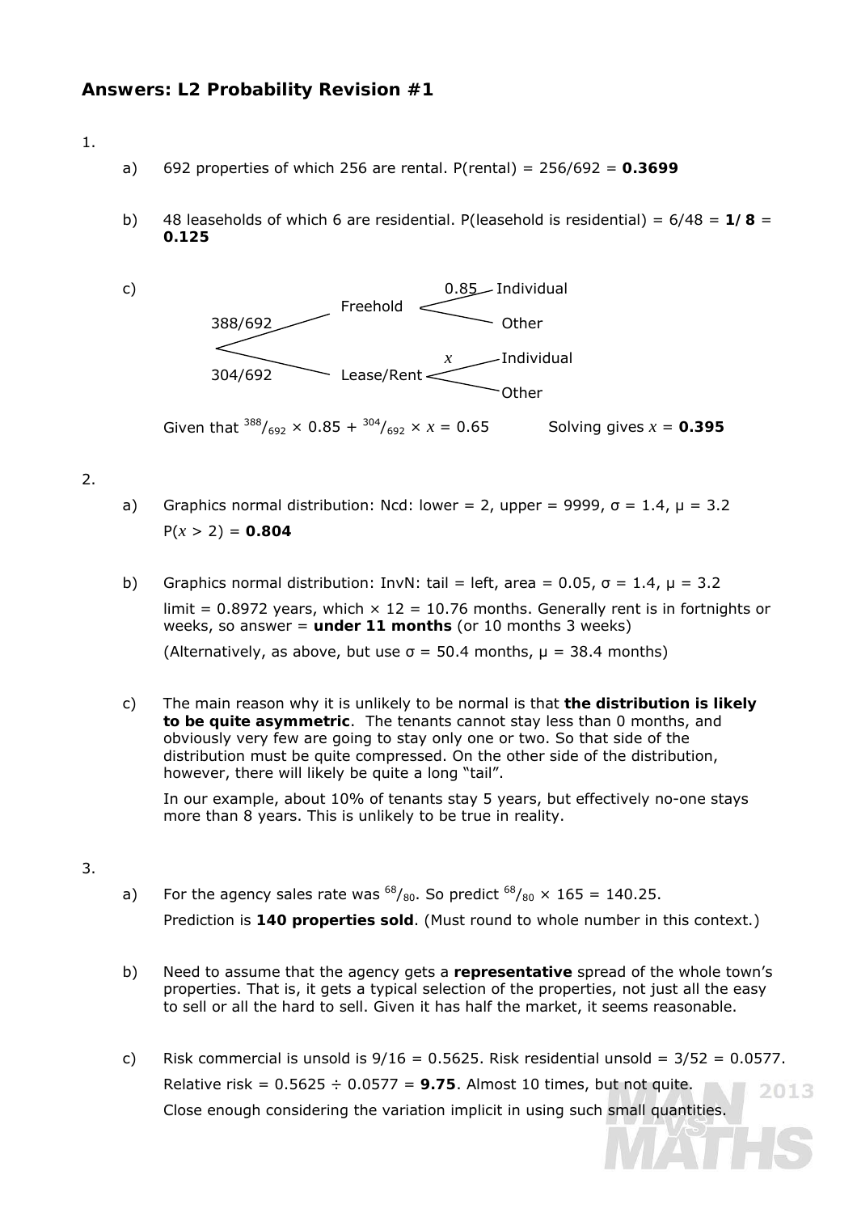## Answers: L2 Probability Revision #1

1.

a) 692 properties of which 256 are rental. P(rental) = 256/692 = **0.3699**

b) 48 leaseholds of which 6 are residential. P(leasehold is residential) = 6/48 = **1/8** = **0.125**

c)

388/692
Freehold
0.85
Individual
Other
304/692
Lease/Rent
$x$
Individual
Other

Given that $^{388}/_{692} \times 0.85 + ^{304}/_{692} \times x = 0.65$ Solving gives $x$ = **0.395**

2.

a) Graphics normal distribution: Ncd: lower = 2, upper = 9999, σ = 1.4, μ = 3.2

P($x$ > 2) = **0.804**

b) Graphics normal distribution: InvN: tail = left, area = 0.05, σ = 1.4, μ = 3.2

limit = 0.8972 years, which × 12 = 10.76 months. Generally rent is in fortnights or weeks, so answer = **under 11 months** (or 10 months 3 weeks)

(Alternatively, as above, but use σ = 50.4 months, μ = 38.4 months)

c) The main reason why it is unlikely to be normal is that **the distribution is likely to be quite asymmetric**. The tenants cannot stay less than 0 months, and obviously very few are going to stay only one or two. So that side of the distribution must be quite compressed. On the other side of the distribution, however, there will likely be quite a long "tail".

In our example, about 10% of tenants stay 5 years, but effectively no-one stays more than 8 years. This is unlikely to be true in reality.

3.

a) For the agency sales rate was $^{68}/_{80}$. So predict $^{68}/_{80} \times 165 = 140.25$.

Prediction is **140 properties sold**. (Must round to whole number in this context.)

b) Need to assume that the agency gets a **representative** spread of the whole town's properties. That is, it gets a typical selection of the properties, not just all the easy to sell or all the hard to sell. Given it has half the market, it seems reasonable.

c) Risk commercial is unsold is 9/16 = 0.5625. Risk residential unsold = 3/52 = 0.0577.

Relative risk = 0.5625 ÷ 0.0577 = **9.75**. Almost 10 times, but not quite.

Close enough considering the variation implicit in using such small quantities.